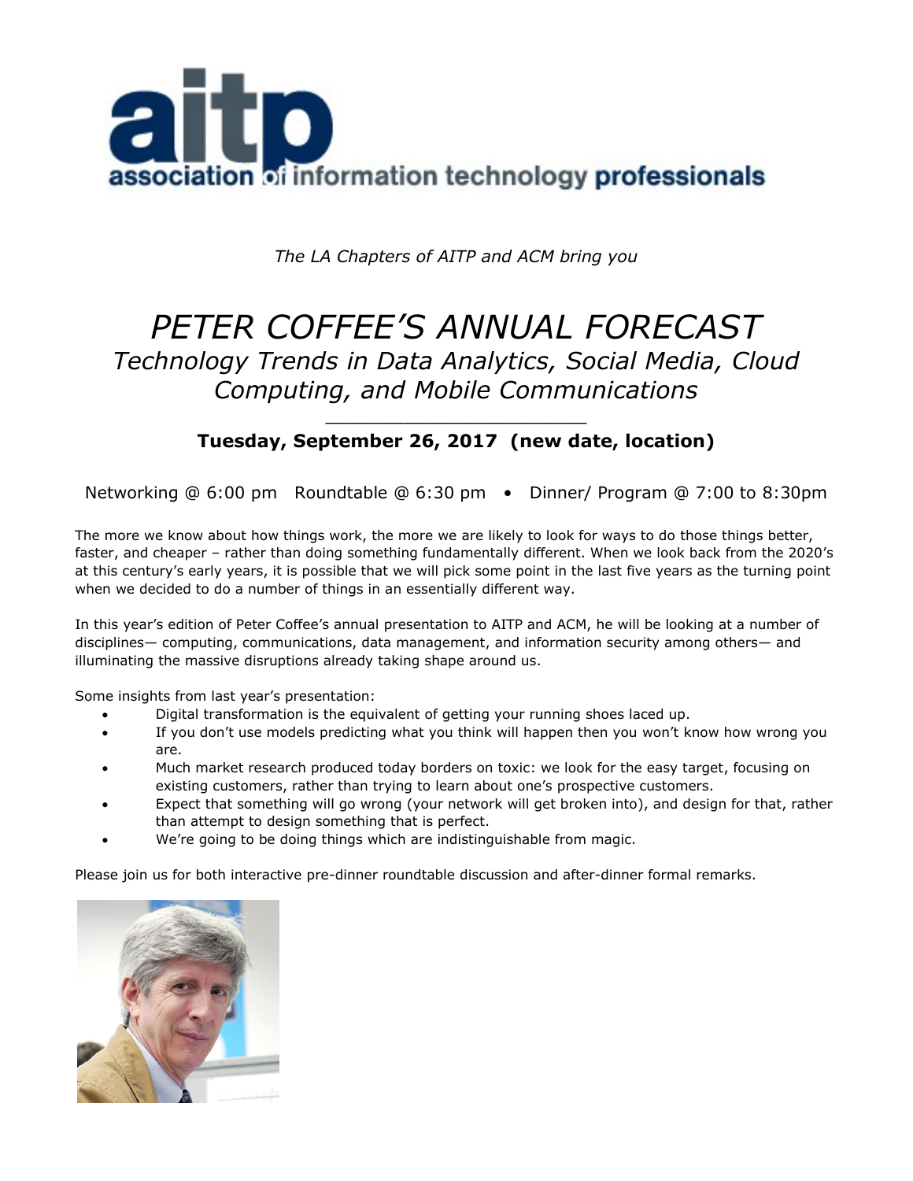**aitp**

**association of information technology professionals**

*The LA Chapters of AITP and ACM bring you*

# *PETER COFFEE'S ANNUAL FORECAST*

## *Technology Trends in Data Analytics, Social Media, Cloud Computing, and Mobile Communications*

---

**Tuesday, September 26, 2017 (new date, location)**

Networking @ 6:00 pm   Roundtable @ 6:30 pm • Dinner/ Program @ 7:00 to 8:30pm

The more we know about how things work, the more we are likely to look for ways to do those things better, faster, and cheaper – rather than doing something fundamentally different. When we look back from the 2020's at this century's early years, it is possible that we will pick some point in the last five years as the turning point when we decided to do a number of things in an essentially different way.

In this year's edition of Peter Coffee's annual presentation to AITP and ACM, he will be looking at a number of disciplines— computing, communications, data management, and information security among others— and illuminating the massive disruptions already taking shape around us.

Some insights from last year's presentation:

- Digital transformation is the equivalent of getting your running shoes laced up.
- If you don't use models predicting what you think will happen then you won't know how wrong you are.
- Much market research produced today borders on toxic: we look for the easy target, focusing on existing customers, rather than trying to learn about one's prospective customers.
- Expect that something will go wrong (your network will get broken into), and design for that, rather than attempt to design something that is perfect.
- We're going to be doing things which are indistinguishable from magic.

Please join us for both interactive pre-dinner roundtable discussion and after-dinner formal remarks.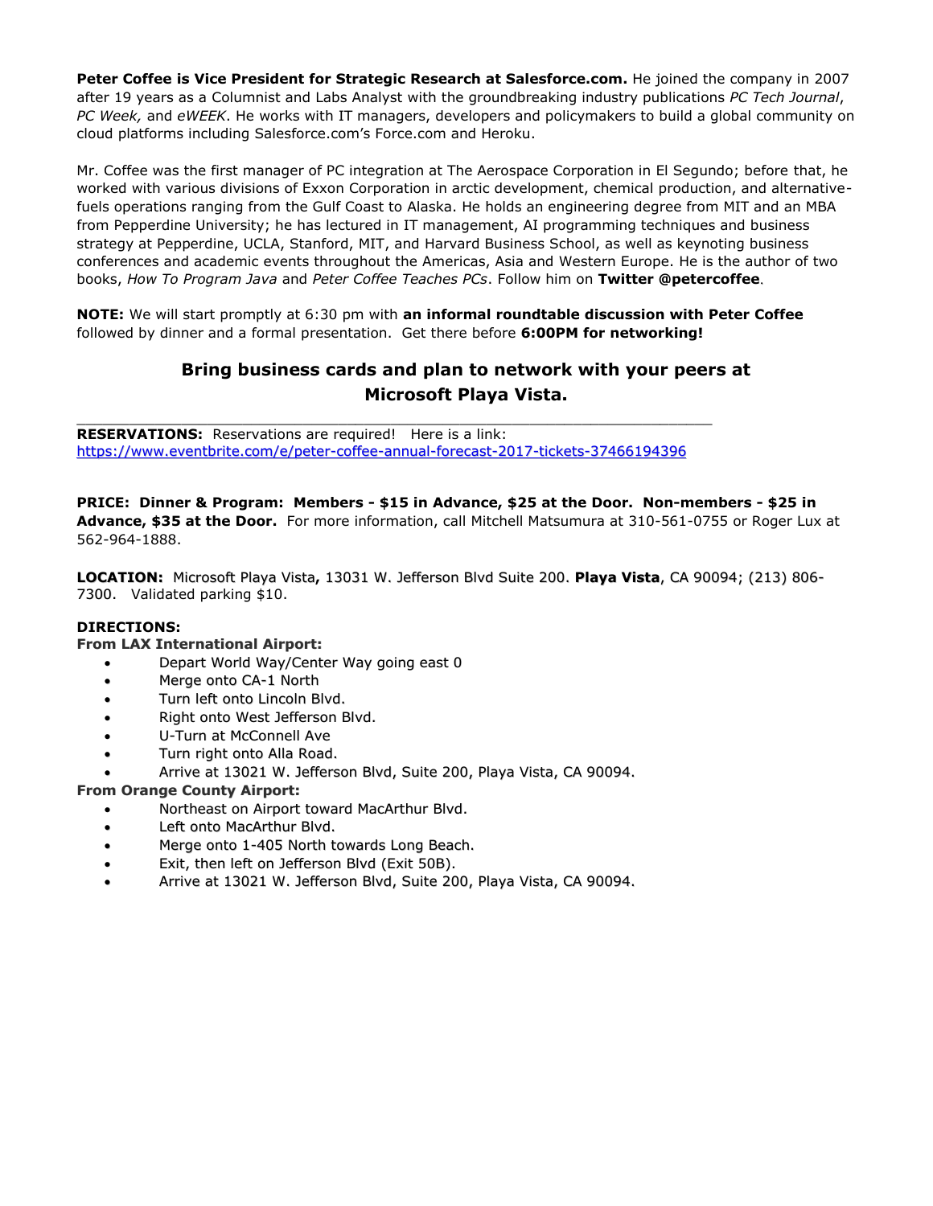**Peter Coffee is Vice President for Strategic Research at Salesforce.com.** He joined the company in 2007 after 19 years as a Columnist and Labs Analyst with the groundbreaking industry publications *PC Tech Journal*, *PC Week,* and *eWEEK*. He works with IT managers, developers and policymakers to build a global community on cloud platforms including Salesforce.com's Force.com and Heroku.

Mr. Coffee was the first manager of PC integration at The Aerospace Corporation in El Segundo; before that, he worked with various divisions of Exxon Corporation in arctic development, chemical production, and alternative-fuels operations ranging from the Gulf Coast to Alaska. He holds an engineering degree from MIT and an MBA from Pepperdine University; he has lectured in IT management, AI programming techniques and business strategy at Pepperdine, UCLA, Stanford, MIT, and Harvard Business School, as well as keynoting business conferences and academic events throughout the Americas, Asia and Western Europe. He is the author of two books, *How To Program Java* and *Peter Coffee Teaches PCs*. Follow him on **Twitter @petercoffee**.

**NOTE:** We will start promptly at 6:30 pm with **an informal roundtable discussion with Peter Coffee** followed by dinner and a formal presentation. Get there before **6:00PM for networking!**

### Bring business cards and plan to network with your peers at Microsoft Playa Vista.

---

**RESERVATIONS:** Reservations are required! Here is a link: https://www.eventbrite.com/e/peter-coffee-annual-forecast-2017-tickets-37466194396

**PRICE: Dinner & Program: Members - $15 in Advance, $25 at the Door. Non-members - $25 in Advance, $35 at the Door.** For more information, call Mitchell Matsumura at 310-561-0755 or Roger Lux at 562-964-1888.

**LOCATION:** Microsoft Playa Vista**,** 13031 W. Jefferson Blvd Suite 200. **Playa Vista**, CA 90094; (213) 806-7300. Validated parking $10.

**DIRECTIONS:**

**From LAX International Airport:**

- Depart World Way/Center Way going east 0
- Merge onto CA-1 North
- Turn left onto Lincoln Blvd.
- Right onto West Jefferson Blvd.
- U-Turn at McConnell Ave
- Turn right onto Alla Road.
- Arrive at 13021 W. Jefferson Blvd, Suite 200, Playa Vista, CA 90094.

**From Orange County Airport:**

- Northeast on Airport toward MacArthur Blvd.
- Left onto MacArthur Blvd.
- Merge onto 1-405 North towards Long Beach.
- Exit, then left on Jefferson Blvd (Exit 50B).
- Arrive at 13021 W. Jefferson Blvd, Suite 200, Playa Vista, CA 90094.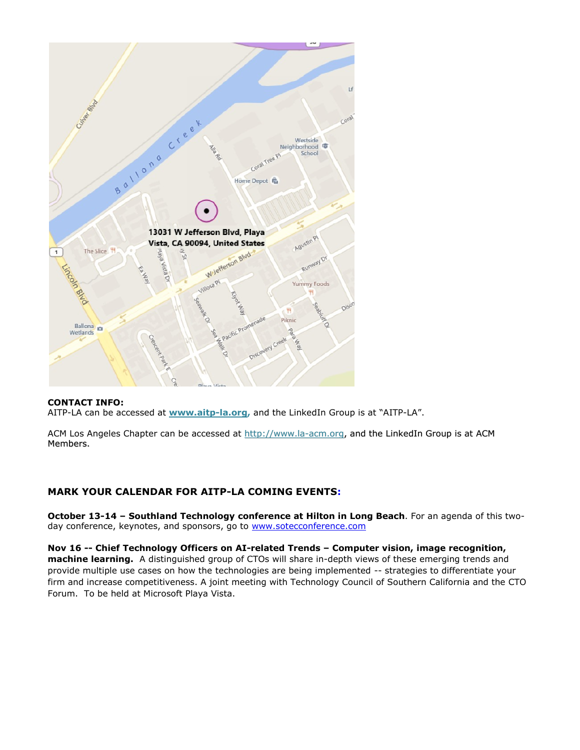**CONTACT INFO:**
AITP-LA can be accessed at **www.aitp-la.org**, and the LinkedIn Group is at "AITP-LA".

ACM Los Angeles Chapter can be accessed at http://www.la-acm.org, and the LinkedIn Group is at ACM Members.

## MARK YOUR CALENDAR FOR AITP-LA COMING EVENTS:

**October 13-14 – Southland Technology conference at Hilton in Long Beach**. For an agenda of this two-day conference, keynotes, and sponsors, go to www.sotecconference.com

**Nov 16 -- Chief Technology Officers on AI-related Trends – Computer vision, image recognition, machine learning.** A distinguished group of CTOs will share in-depth views of these emerging trends and provide multiple use cases on how the technologies are being implemented -- strategies to differentiate your firm and increase competitiveness. A joint meeting with Technology Council of Southern California and the CTO Forum. To be held at Microsoft Playa Vista.